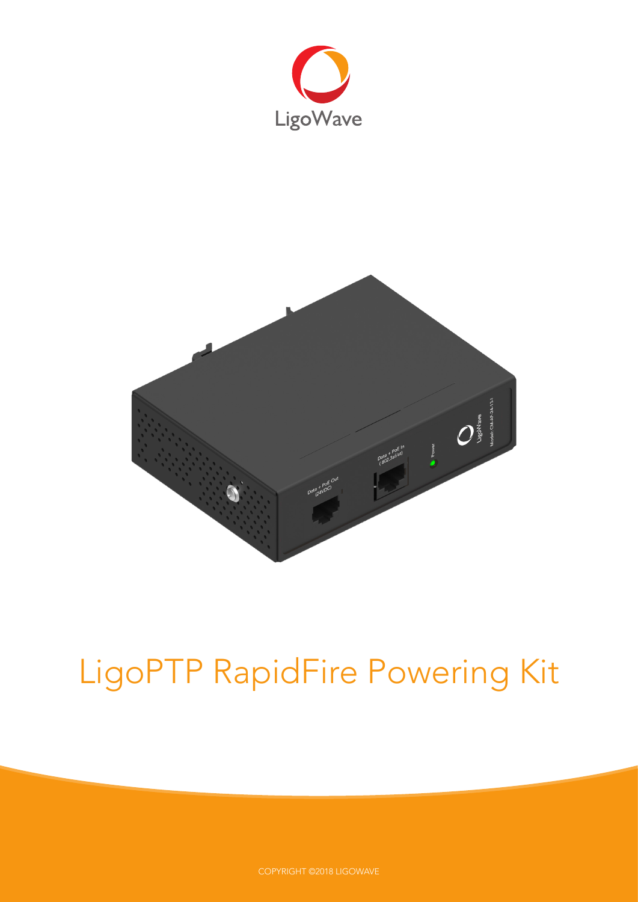LigoWave

# LigoPTP RapidFire Powering Kit

COPYRIGHT ©2018 LIGOWAVE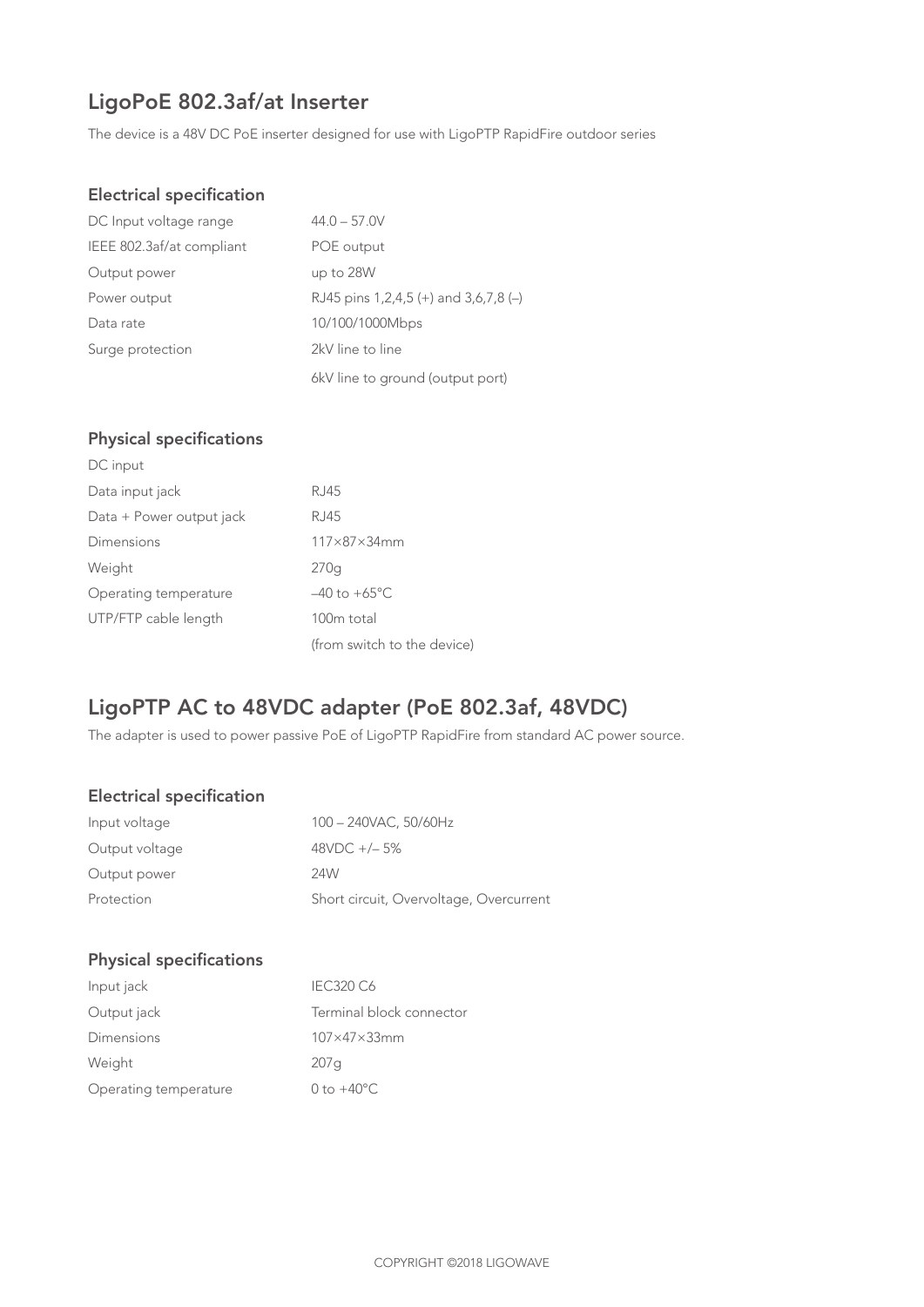## LigoPoE 802.3af/at Inserter

The device is a 48V DC PoE inserter designed for use with LigoPTP RapidFire outdoor series

### Electrical specification

| | |
|---|---|
| DC Input voltage range | 44.0 – 57.0V |
| IEEE 802.3af/at compliant | POE output |
| Output power | up to 28W |
| Power output | RJ45 pins 1,2,4,5 (+) and 3,6,7,8 (–) |
| Data rate | 10/100/1000Mbps |
| Surge protection | 2kV line to line |
| | 6kV line to ground (output port) |

### Physical specifications

| | |
|---|---|
| DC input | |
| Data input jack | RJ45 |
| Data + Power output jack | RJ45 |
| Dimensions | 117×87×34mm |
| Weight | 270g |
| Operating temperature | –40 to +65°C |
| UTP/FTP cable length | 100m total |
| | (from switch to the device) |

## LigoPTP AC to 48VDC adapter (PoE 802.3af, 48VDC)

The adapter is used to power passive PoE of LigoPTP RapidFire from standard AC power source.

### Electrical specification

| | |
|---|---|
| Input voltage | 100 – 240VAC, 50/60Hz |
| Output voltage | 48VDC +/– 5% |
| Output power | 24W |
| Protection | Short circuit, Overvoltage, Overcurrent |

### Physical specifications

| | |
|---|---|
| Input jack | IEC320 C6 |
| Output jack | Terminal block connector |
| Dimensions | 107×47×33mm |
| Weight | 207g |
| Operating temperature | 0 to +40°C |

COPYRIGHT ©2018 LIGOWAVE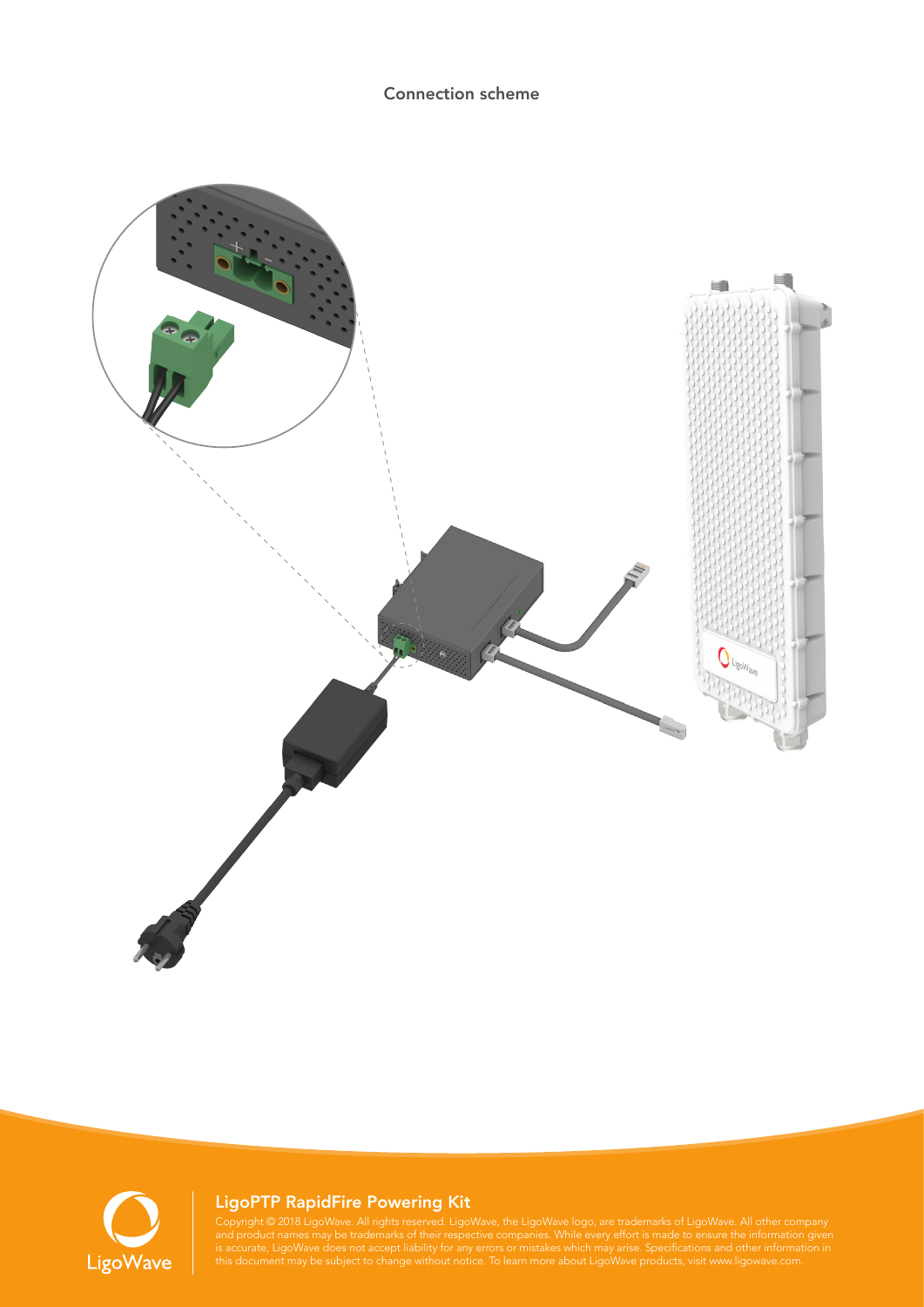## Connection scheme

LigoPTP RapidFire Powering Kit

Copyright © 2018 LigoWave. All rights reserved. LigoWave, the LigoWave logo, are trademarks of LigoWave. All other company and product names may be trademarks of their respective companies. While every effort is made to ensure the information given is accurate, LigoWave does not accept liability for any errors or mistakes which may arise. Specifications and other information in this document may be subject to change without notice. To learn more about LigoWave products, visit www.ligowave.com.